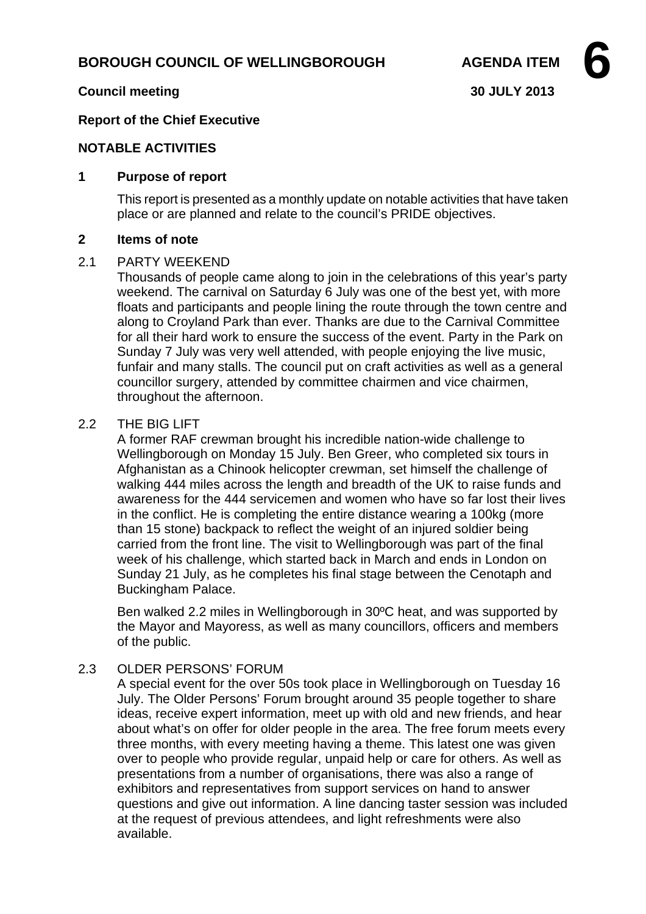**BOROUGH COUNCIL OF WELLINGBOROUGH** **AGENDA ITEM 6**

**Council meeting** **30 JULY 2013**

**Report of the Chief Executive**

**NOTABLE ACTIVITIES**

## 1 Purpose of report

This report is presented as a monthly update on notable activities that have taken place or are planned and relate to the council's PRIDE objectives.

## 2 Items of note

2.1 PARTY WEEKEND

Thousands of people came along to join in the celebrations of this year's party weekend. The carnival on Saturday 6 July was one of the best yet, with more floats and participants and people lining the route through the town centre and along to Croyland Park than ever. Thanks are due to the Carnival Committee for all their hard work to ensure the success of the event. Party in the Park on Sunday 7 July was very well attended, with people enjoying the live music, funfair and many stalls. The council put on craft activities as well as a general councillor surgery, attended by committee chairmen and vice chairmen, throughout the afternoon.

2.2 THE BIG LIFT

A former RAF crewman brought his incredible nation-wide challenge to Wellingborough on Monday 15 July. Ben Greer, who completed six tours in Afghanistan as a Chinook helicopter crewman, set himself the challenge of walking 444 miles across the length and breadth of the UK to raise funds and awareness for the 444 servicemen and women who have so far lost their lives in the conflict. He is completing the entire distance wearing a 100kg (more than 15 stone) backpack to reflect the weight of an injured soldier being carried from the front line. The visit to Wellingborough was part of the final week of his challenge, which started back in March and ends in London on Sunday 21 July, as he completes his final stage between the Cenotaph and Buckingham Palace.

Ben walked 2.2 miles in Wellingborough in 30ºC heat, and was supported by the Mayor and Mayoress, as well as many councillors, officers and members of the public.

2.3 OLDER PERSONS' FORUM

A special event for the over 50s took place in Wellingborough on Tuesday 16 July. The Older Persons' Forum brought around 35 people together to share ideas, receive expert information, meet up with old and new friends, and hear about what's on offer for older people in the area. The free forum meets every three months, with every meeting having a theme. This latest one was given over to people who provide regular, unpaid help or care for others. As well as presentations from a number of organisations, there was also a range of exhibitors and representatives from support services on hand to answer questions and give out information. A line dancing taster session was included at the request of previous attendees, and light refreshments were also available.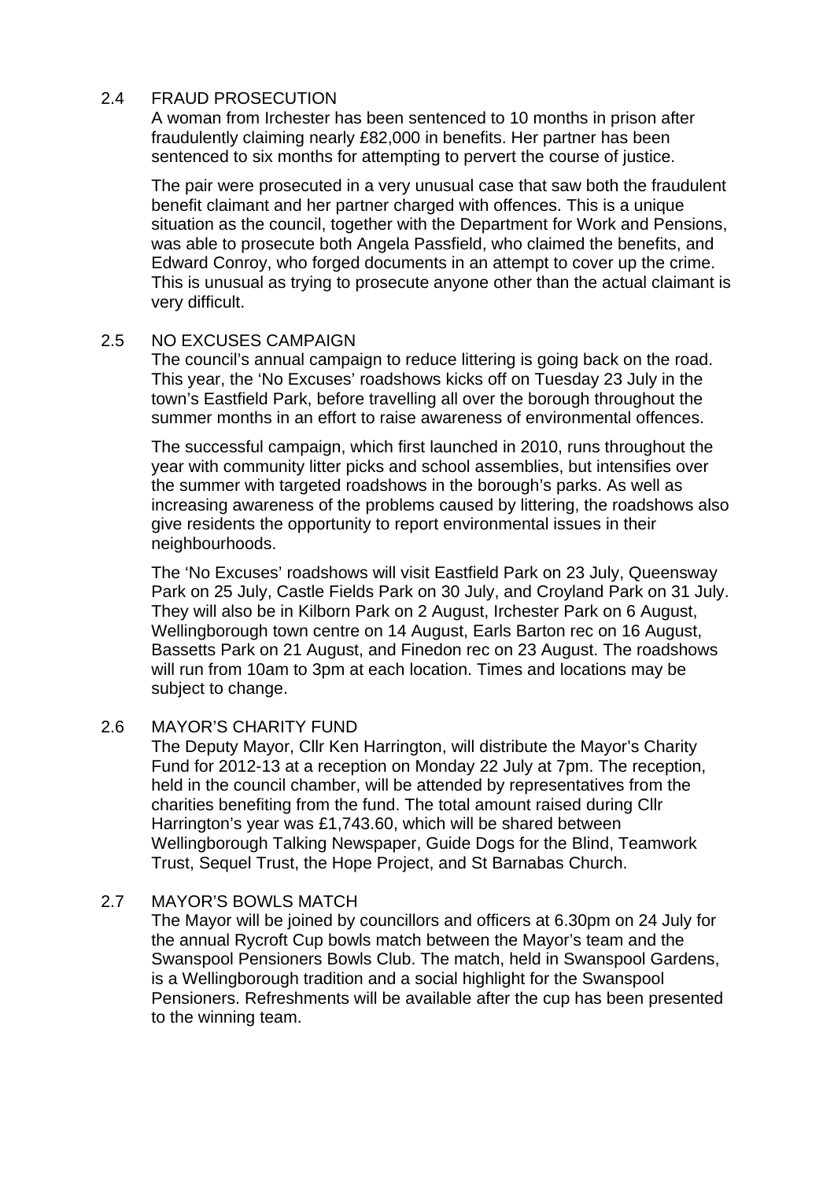## 2.4 FRAUD PROSECUTION

A woman from Irchester has been sentenced to 10 months in prison after fraudulently claiming nearly £82,000 in benefits. Her partner has been sentenced to six months for attempting to pervert the course of justice.

The pair were prosecuted in a very unusual case that saw both the fraudulent benefit claimant and her partner charged with offences. This is a unique situation as the council, together with the Department for Work and Pensions, was able to prosecute both Angela Passfield, who claimed the benefits, and Edward Conroy, who forged documents in an attempt to cover up the crime. This is unusual as trying to prosecute anyone other than the actual claimant is very difficult.

## 2.5 NO EXCUSES CAMPAIGN

The council's annual campaign to reduce littering is going back on the road. This year, the 'No Excuses' roadshows kicks off on Tuesday 23 July in the town's Eastfield Park, before travelling all over the borough throughout the summer months in an effort to raise awareness of environmental offences.

The successful campaign, which first launched in 2010, runs throughout the year with community litter picks and school assemblies, but intensifies over the summer with targeted roadshows in the borough's parks. As well as increasing awareness of the problems caused by littering, the roadshows also give residents the opportunity to report environmental issues in their neighbourhoods.

The 'No Excuses' roadshows will visit Eastfield Park on 23 July, Queensway Park on 25 July, Castle Fields Park on 30 July, and Croyland Park on 31 July. They will also be in Kilborn Park on 2 August, Irchester Park on 6 August, Wellingborough town centre on 14 August, Earls Barton rec on 16 August, Bassetts Park on 21 August, and Finedon rec on 23 August. The roadshows will run from 10am to 3pm at each location. Times and locations may be subject to change.

## 2.6 MAYOR'S CHARITY FUND

The Deputy Mayor, Cllr Ken Harrington, will distribute the Mayor's Charity Fund for 2012-13 at a reception on Monday 22 July at 7pm. The reception, held in the council chamber, will be attended by representatives from the charities benefiting from the fund. The total amount raised during Cllr Harrington's year was £1,743.60, which will be shared between Wellingborough Talking Newspaper, Guide Dogs for the Blind, Teamwork Trust, Sequel Trust, the Hope Project, and St Barnabas Church.

## 2.7 MAYOR'S BOWLS MATCH

The Mayor will be joined by councillors and officers at 6.30pm on 24 July for the annual Rycroft Cup bowls match between the Mayor's team and the Swanspool Pensioners Bowls Club. The match, held in Swanspool Gardens, is a Wellingborough tradition and a social highlight for the Swanspool Pensioners. Refreshments will be available after the cup has been presented to the winning team.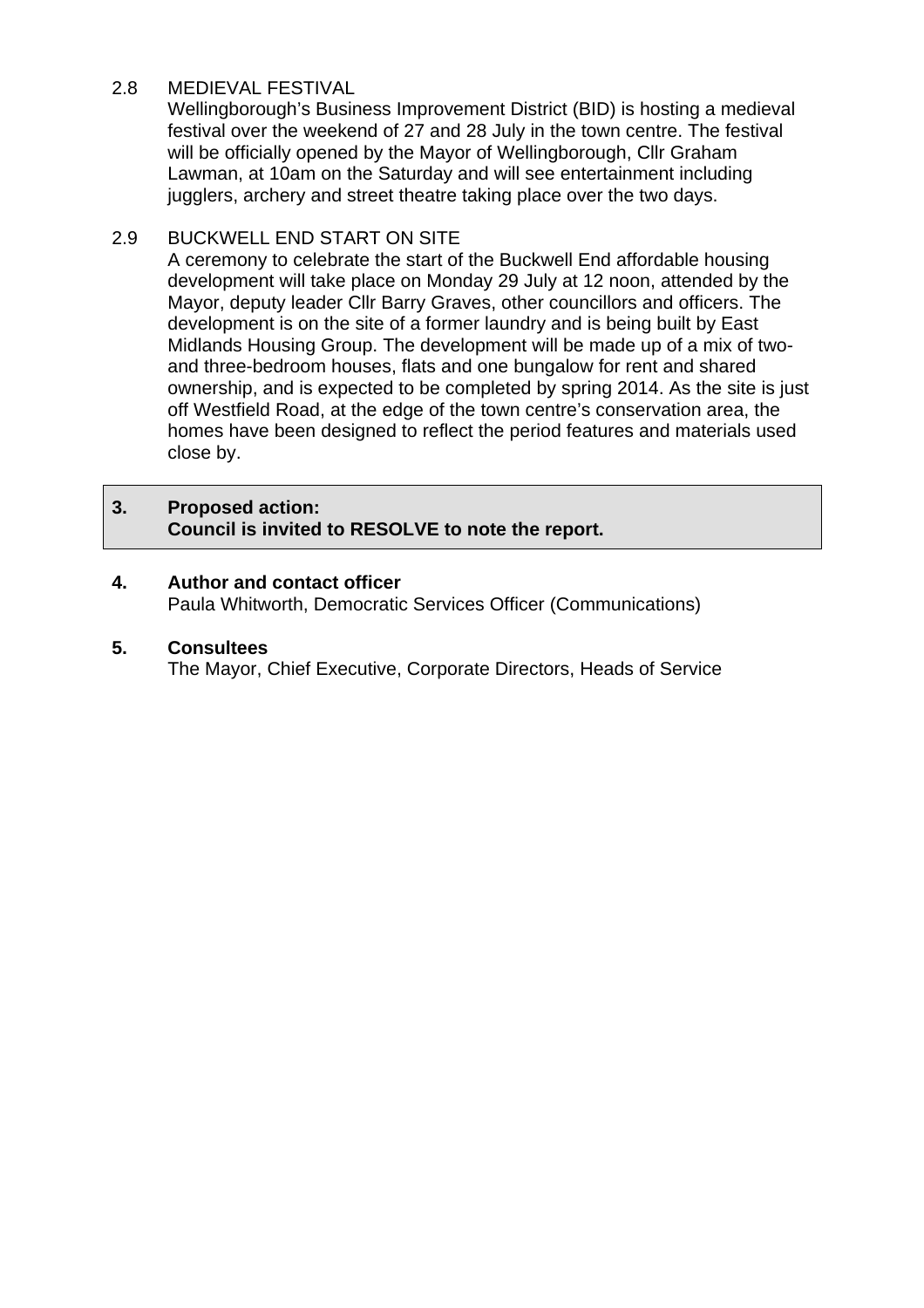2.8 MEDIEVAL FESTIVAL

Wellingborough's Business Improvement District (BID) is hosting a medieval festival over the weekend of 27 and 28 July in the town centre. The festival will be officially opened by the Mayor of Wellingborough, Cllr Graham Lawman, at 10am on the Saturday and will see entertainment including jugglers, archery and street theatre taking place over the two days.

2.9 BUCKWELL END START ON SITE

A ceremony to celebrate the start of the Buckwell End affordable housing development will take place on Monday 29 July at 12 noon, attended by the Mayor, deputy leader Cllr Barry Graves, other councillors and officers. The development is on the site of a former laundry and is being built by East Midlands Housing Group. The development will be made up of a mix of two- and three-bedroom houses, flats and one bungalow for rent and shared ownership, and is expected to be completed by spring 2014. As the site is just off Westfield Road, at the edge of the town centre's conservation area, the homes have been designed to reflect the period features and materials used close by.

**3. Proposed action:**
**Council is invited to RESOLVE to note the report.**

**4. Author and contact officer**

Paula Whitworth, Democratic Services Officer (Communications)

**5. Consultees**

The Mayor, Chief Executive, Corporate Directors, Heads of Service